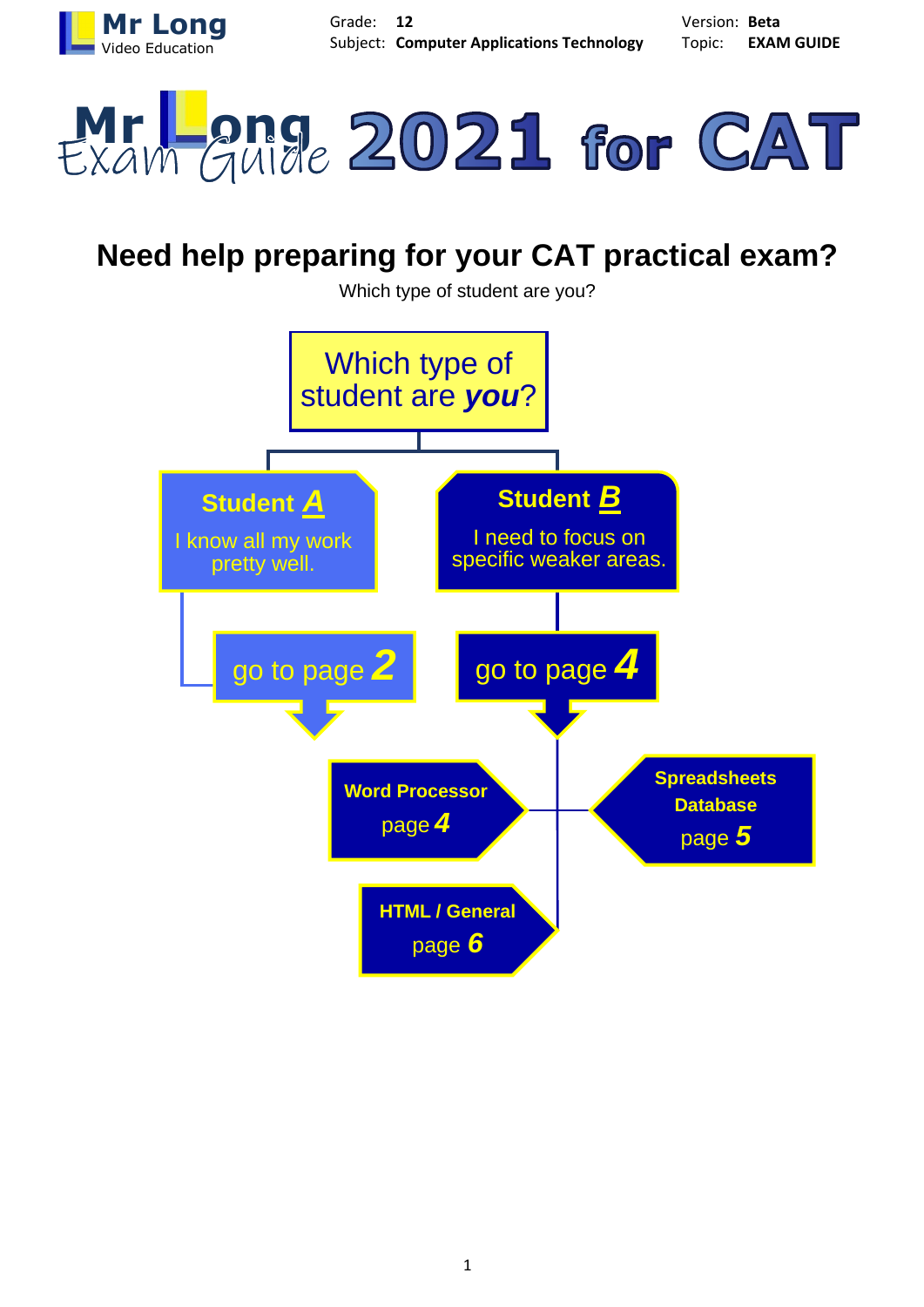# Mr Long Exam Guide 2021 for CAT

## Need help preparing for your CAT practical exam?

Which type of student are you?

**Which type of student are *you*?**

**Student *A***

I know all my work pretty well.

go to page ***2***

**Student *B***

I need to focus on specific weaker areas.

go to page ***4***

**Word Processor**
page ***4***

**Spreadsheets**
**Database**
page ***5***

**HTML / General**
page ***6***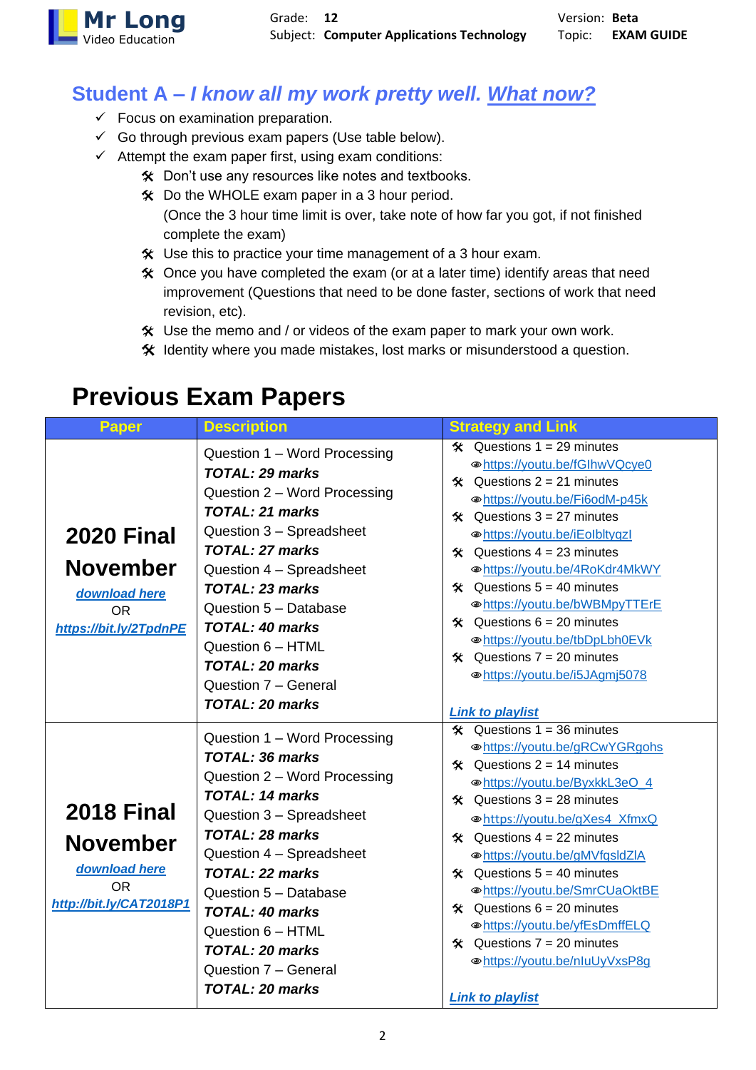## Student A – *I know all my work pretty well. What now?*

- ✓ Focus on examination preparation.
- ✓ Go through previous exam papers (Use table below).
- ✓ Attempt the exam paper first, using exam conditions:
  - Don't use any resources like notes and textbooks.
  - Do the WHOLE exam paper in a 3 hour period.
    (Once the 3 hour time limit is over, take note of how far you got, if not finished complete the exam)
  - Use this to practice your time management of a 3 hour exam.
  - Once you have completed the exam (or at a later time) identify areas that need improvement (Questions that need to be done faster, sections of work that need revision, etc).
  - Use the memo and / or videos of the exam paper to mark your own work.
  - Identity where you made mistakes, lost marks or misunderstood a question.

# Previous Exam Papers

| Paper | Description | Strategy and Link |
|---|---|---|
| **2020 Final November**<br>***download here***<br>OR<br>***https://bit.ly/2TpdnPE*** | Question 1 – Word Processing<br>***TOTAL: 29 marks***<br>Question 2 – Word Processing<br>***TOTAL: 21 marks***<br>Question 3 – Spreadsheet<br>***TOTAL: 27 marks***<br>Question 4 – Spreadsheet<br>***TOTAL: 23 marks***<br>Question 5 – Database<br>***TOTAL: 40 marks***<br>Question 6 – HTML<br>***TOTAL: 20 marks***<br>Question 7 – General<br>***TOTAL: 20 marks*** | Questions 1 = 29 minutes<br>https://youtu.be/fGIhwVQcye0<br>Questions 2 = 21 minutes<br>https://youtu.be/Fi6odM-p45k<br>Questions 3 = 27 minutes<br>https://youtu.be/iEoIbltygzI<br>Questions 4 = 23 minutes<br>https://youtu.be/4RoKdr4MkWY<br>Questions 5 = 40 minutes<br>https://youtu.be/bWBMpyTTErE<br>Questions 6 = 20 minutes<br>https://youtu.be/tbDpLbh0EVk<br>Questions 7 = 20 minutes<br>https://youtu.be/i5JAgmj5078<br>***Link to playlist*** |
| **2018 Final November**<br>***download here***<br>OR<br>***http://bit.ly/CAT2018P1*** | Question 1 – Word Processing<br>***TOTAL: 36 marks***<br>Question 2 – Word Processing<br>***TOTAL: 14 marks***<br>Question 3 – Spreadsheet<br>***TOTAL: 28 marks***<br>Question 4 – Spreadsheet<br>***TOTAL: 22 marks***<br>Question 5 – Database<br>***TOTAL: 40 marks***<br>Question 6 – HTML<br>***TOTAL: 20 marks***<br>Question 7 – General<br>***TOTAL: 20 marks*** | Questions 1 = 36 minutes<br>https://youtu.be/gRCwYGRgohs<br>Questions 2 = 14 minutes<br>https://youtu.be/ByxkkL3eO_4<br>Questions 3 = 28 minutes<br>https://youtu.be/gXes4_XfmxQ<br>Questions 4 = 22 minutes<br>https://youtu.be/gMVfqsldZlA<br>Questions 5 = 40 minutes<br>https://youtu.be/SmrCUaOktBE<br>Questions 6 = 20 minutes<br>https://youtu.be/yfEsDmffELQ<br>Questions 7 = 20 minutes<br>https://youtu.be/nIuUyVxsP8g<br>***Link to playlist*** |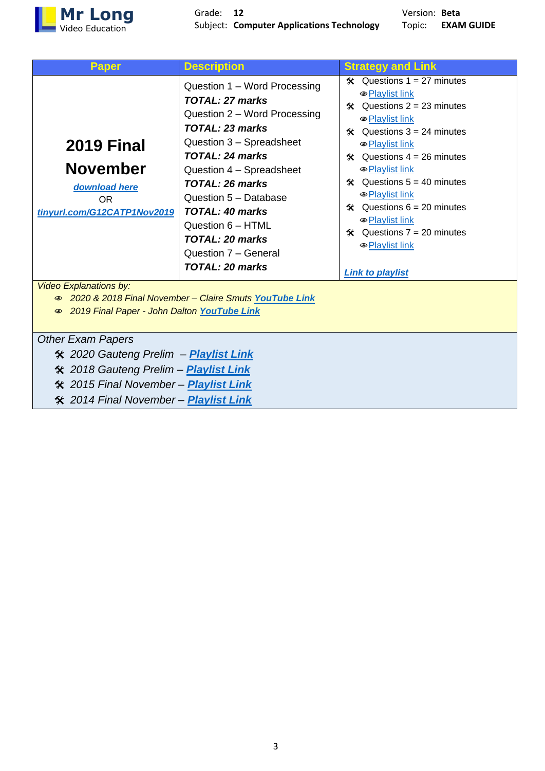| Paper | Description | Strategy and Link |
|---|---|---|
| **2019 Final November**<br>***download here***<br>OR<br>***tinyurl.com/G12CATP1Nov2019*** | Question 1 – Word Processing<br>***TOTAL: 27 marks***<br>Question 2 – Word Processing<br>***TOTAL: 23 marks***<br>Question 3 – Spreadsheet<br>***TOTAL: 24 marks***<br>Question 4 – Spreadsheet<br>***TOTAL: 26 marks***<br>Question 5 – Database<br>***TOTAL: 40 marks***<br>Question 6 – HTML<br>***TOTAL: 20 marks***<br>Question 7 – General<br>***TOTAL: 20 marks*** | Questions 1 = 27 minutes<br>Playlist link<br>Questions 2 = 23 minutes<br>Playlist link<br>Questions 3 = 24 minutes<br>Playlist link<br>Questions 4 = 26 minutes<br>Playlist link<br>Questions 5 = 40 minutes<br>Playlist link<br>Questions 6 = 20 minutes<br>Playlist link<br>Questions 7 = 20 minutes<br>Playlist link<br><br>***Link to playlist*** |

*Video Explanations by:*

- *2020 & 2018 Final November – Claire Smuts* ***YouTube Link***
- *2019 Final Paper - John Dalton* ***YouTube Link***

*Other Exam Papers*

- *2020 Gauteng Prelim –* ***Playlist Link***
- *2018 Gauteng Prelim –* ***Playlist Link***
- *2015 Final November –* ***Playlist Link***
- *2014 Final November –* ***Playlist Link***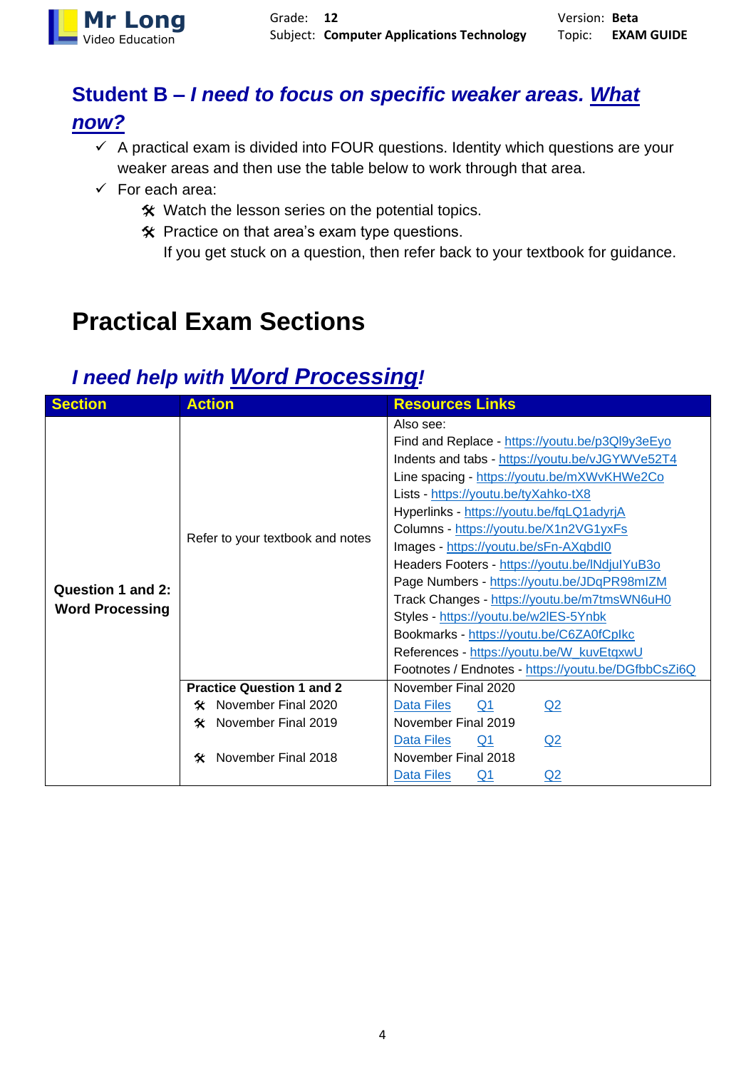## Student B – *I need to focus on specific weaker areas. What now?*

- ✓ A practical exam is divided into FOUR questions. Identity which questions are your weaker areas and then use the table below to work through that area.
- ✓ For each area:
  - 🛠 Watch the lesson series on the potential topics.
  - 🛠 Practice on that area's exam type questions.
    If you get stuck on a question, then refer back to your textbook for guidance.

# Practical Exam Sections

## *I need help with Word Processing!*

| Section | Action | Resources Links |
|---|---|---|
| **Question 1 and 2: Word Processing** | Refer to your textbook and notes | Also see:<br>Find and Replace - https://youtu.be/p3Ql9y3eEyo<br>Indents and tabs - https://youtu.be/vJGYWVe52T4<br>Line spacing - https://youtu.be/mXWvKHWe2Co<br>Lists - https://youtu.be/tyXahko-tX8<br>Hyperlinks - https://youtu.be/fqLQ1adyrjA<br>Columns - https://youtu.be/X1n2VG1yxFs<br>Images - https://youtu.be/sFn-AXqbdI0<br>Headers Footers - https://youtu.be/lNdjulYuB3o<br>Page Numbers - https://youtu.be/JDqPR98mIZM<br>Track Changes - https://youtu.be/m7tmsWN6uH0<br>Styles - https://youtu.be/w2lES-5Ynbk<br>Bookmarks - https://youtu.be/C6ZA0fCpIkc<br>References - https://youtu.be/W_kuvEtqxwU<br>Footnotes / Endnotes - https://youtu.be/DGfbbCsZi6Q |
| | **Practice Question 1 and 2**<br>🛠 November Final 2020<br>🛠 November Final 2019<br>🛠 November Final 2018 | November Final 2020<br>Data Files Q1 Q2<br>November Final 2019<br>Data Files Q1 Q2<br>November Final 2018<br>Data Files Q1 Q2 |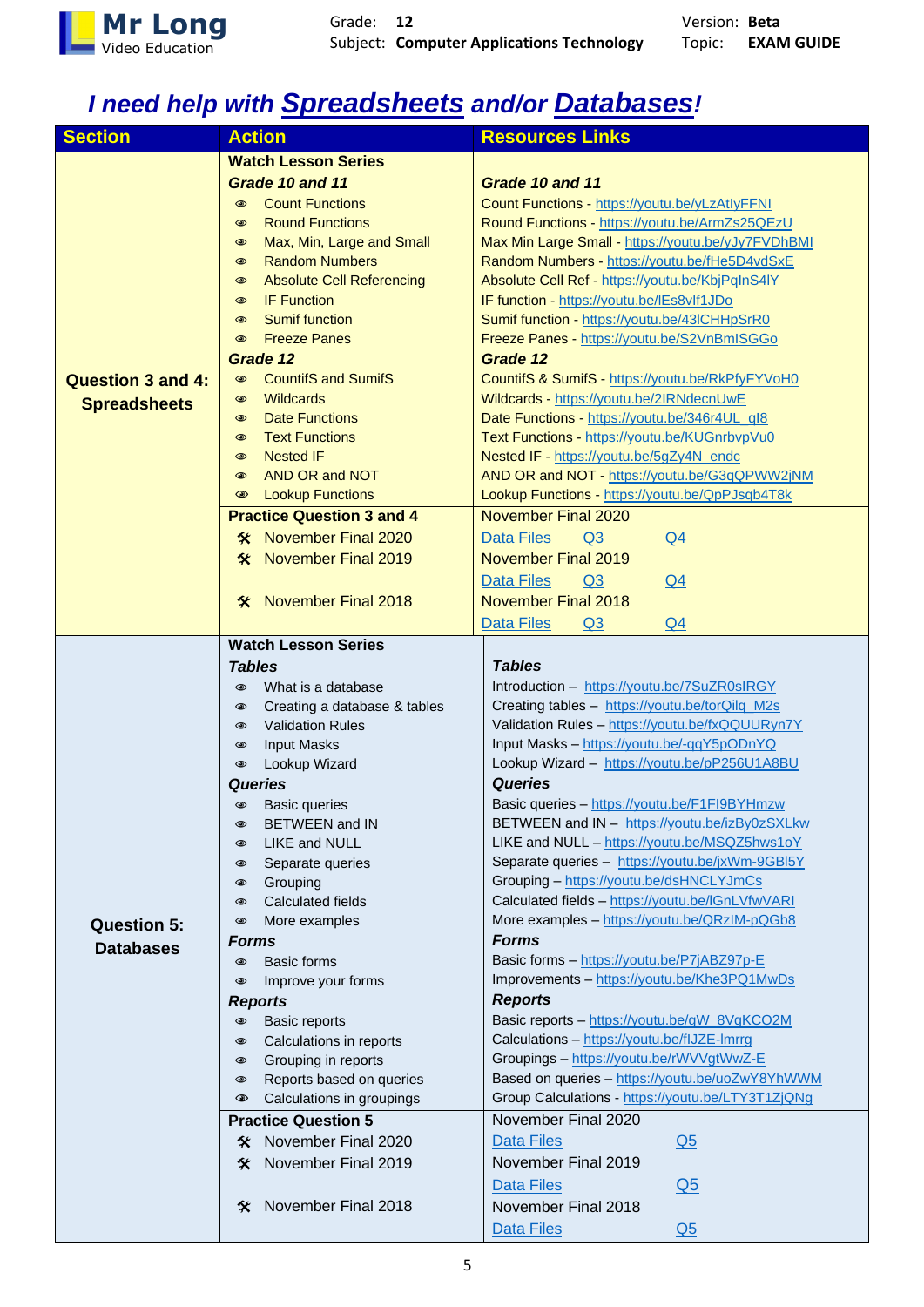# I need help with Spreadsheets and/or Databases!

| Section | Action | Resources Links |
| --- | --- | --- |
| Question 3 and 4: Spreadsheets | **Watch Lesson Series** | |
| | ***Grade 10 and 11*** | ***Grade 10 and 11*** |
| | Count Functions | Count Functions - https://youtu.be/yLzAtIyFFNI |
| | Round Functions | Round Functions - https://youtu.be/ArmZs25QEzU |
| | Max, Min, Large and Small | Max Min Large Small - https://youtu.be/yJy7FVDhBMI |
| | Random Numbers | Random Numbers - https://youtu.be/fHe5D4vdSxE |
| | Absolute Cell Referencing | Absolute Cell Ref - https://youtu.be/KbjPqInS4lY |
| | IF Function | IF function - https://youtu.be/lEs8vlf1JDo |
| | Sumif function | Sumif function - https://youtu.be/43lCHHpSrR0 |
| | Freeze Panes | Freeze Panes - https://youtu.be/S2VnBmISGGo |
| | ***Grade 12*** | ***Grade 12*** |
| | CountifS and SumifS | CountifS & SumifS - https://youtu.be/RkPfyFYVoH0 |
| | Wildcards | Wildcards - https://youtu.be/2IRNdecnUwE |
| | Date Functions | Date Functions - https://youtu.be/346r4UL_ql8 |
| | Text Functions | Text Functions - https://youtu.be/KUGnrbvpVu0 |
| | Nested IF | Nested IF - https://youtu.be/5gZy4N_endc |
| | AND OR and NOT | AND OR and NOT - https://youtu.be/G3qQPWW2jNM |
| | Lookup Functions | Lookup Functions - https://youtu.be/QpPJsqb4T8k |
| | **Practice Question 3 and 4** | |
| | November Final 2020 | November Final 2020: Data Files Q3 Q4 |
| | November Final 2019 | November Final 2019: Data Files Q3 Q4 |
| | November Final 2018 | November Final 2018: Data Files Q3 Q4 |
| Question 5: Databases | **Watch Lesson Series** | |
| | ***Tables*** | ***Tables*** |
| | What is a database | Introduction – https://youtu.be/7SuZR0sIRGY |
| | Creating a database & tables | Creating tables – https://youtu.be/torQilq_M2s |
| | Validation Rules | Validation Rules – https://youtu.be/fxQQUURyn7Y |
| | Input Masks | Input Masks – https://youtu.be/-qqY5pODnYQ |
| | Lookup Wizard | Lookup Wizard – https://youtu.be/pP256U1A8BU |
| | ***Queries*** | ***Queries*** |
| | Basic queries | Basic queries – https://youtu.be/F1FI9BYHmzw |
| | BETWEEN and IN | BETWEEN and IN – https://youtu.be/izBy0zSXLkw |
| | LIKE and NULL | LIKE and NULL – https://youtu.be/MSQZ5hws1oY |
| | Separate queries | Separate queries – https://youtu.be/jxWm-9GBI5Y |
| | Grouping | Grouping – https://youtu.be/dsHNCLYJmCs |
| | Calculated fields | Calculated fields – https://youtu.be/lGnLVfwVARI |
| | More examples | More examples – https://youtu.be/QRzIM-pQGb8 |
| | ***Forms*** | ***Forms*** |
| | Basic forms | Basic forms – https://youtu.be/P7jABZ97p-E |
| | Improve your forms | Improvements – https://youtu.be/Khe3PQ1MwDs |
| | ***Reports*** | ***Reports*** |
| | Basic reports | Basic reports – https://youtu.be/gW_8VgKCO2M |
| | Calculations in reports | Calculations – https://youtu.be/fIJZE-lmrrg |
| | Grouping in reports | Groupings – https://youtu.be/rWVVgtWwZ-E |
| | Reports based on queries | Based on queries – https://youtu.be/uoZwY8YhWWM |
| | Calculations in groupings | Group Calculations - https://youtu.be/LTY3T1ZjQNg |
| | **Practice Question 5** | |
| | November Final 2020 | November Final 2020: Data Files Q5 |
| | November Final 2019 | November Final 2019: Data Files Q5 |
| | November Final 2018 | November Final 2018: Data Files Q5 |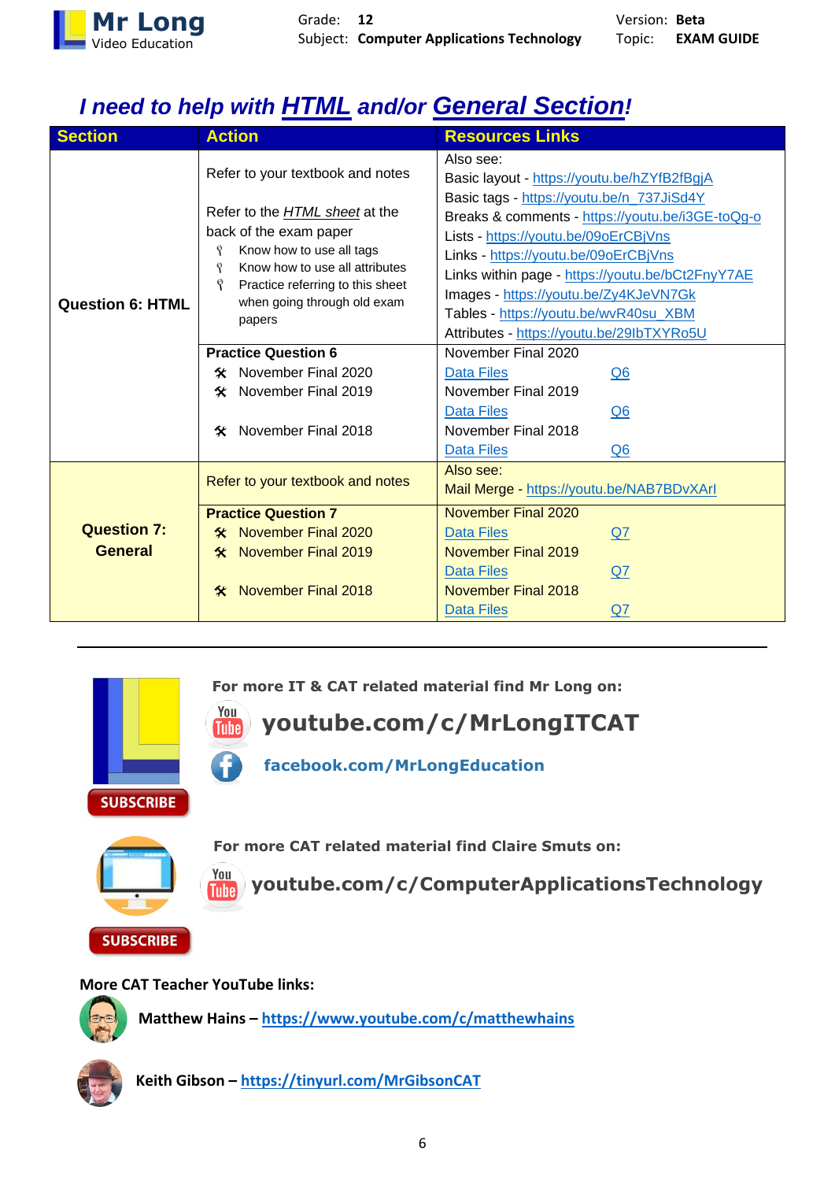## *I need to help with HTML and/or General Section!*

| Section | Action | Resources Links |
|---|---|---|
| **Question 6: HTML** | Refer to your textbook and notes<br><br>Refer to the *HTML sheet* at the back of the exam paper<br>- Know how to use all tags<br>- Know how to use all attributes<br>- Practice referring to this sheet when going through old exam papers | Also see:<br>Basic layout - https://youtu.be/hZYfB2fBgjA<br>Basic tags - https://youtu.be/n_737JiSd4Y<br>Breaks & comments - https://youtu.be/i3GE-toQg-o<br>Lists - https://youtu.be/09oErCBjVns<br>Links - https://youtu.be/09oErCBjVns<br>Links within page - https://youtu.be/bCt2FnyY7AE<br>Images - https://youtu.be/Zy4KJeVN7Gk<br>Tables - https://youtu.be/wvR40su_XBM<br>Attributes - https://youtu.be/29IbTXYRo5U |
| | **Practice Question 6**<br>- November Final 2020<br>- November Final 2019<br>- November Final 2018 | November Final 2020<br>Data Files Q6<br>November Final 2019<br>Data Files Q6<br>November Final 2018<br>Data Files Q6 |
| **Question 7: General** | Refer to your textbook and notes | Also see:<br>Mail Merge - https://youtu.be/NAB7BDvXArI |
| | **Practice Question 7**<br>- November Final 2020<br>- November Final 2019<br>- November Final 2018 | November Final 2020<br>Data Files Q7<br>November Final 2019<br>Data Files Q7<br>November Final 2018<br>Data Files Q7 |

---

SUBSCRIBE

**For more IT & CAT related material find Mr Long on:**

**youtube.com/c/MrLongITCAT**

**facebook.com/MrLongEducation**

SUBSCRIBE

**For more CAT related material find Claire Smuts on:**

**youtube.com/c/ComputerApplicationsTechnology**

**More CAT Teacher YouTube links:**

**Matthew Hains – https://www.youtube.com/c/matthewhains**

**Keith Gibson – https://tinyurl.com/MrGibsonCAT**